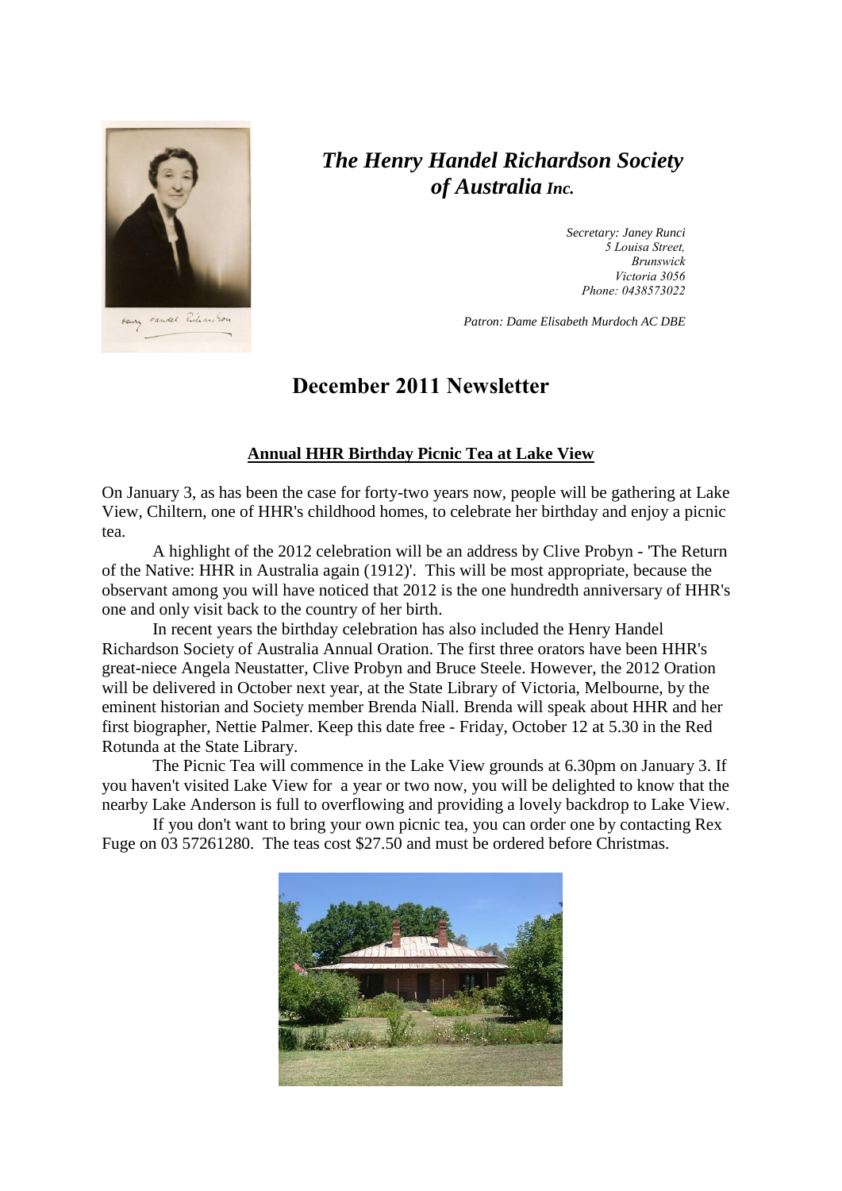# *The Henry Handel Richardson Society of Australia Inc.*

*Secretary: Janey Runci*
*5 Louisa Street,*
*Brunswick*
*Victoria 3056*
*Phone: 0438573022*

*Patron: Dame Elisabeth Murdoch AC DBE*

## December 2011 Newsletter

### Annual HHR Birthday Picnic Tea at Lake View

On January 3, as has been the case for forty-two years now, people will be gathering at Lake View, Chiltern, one of HHR's childhood homes, to celebrate her birthday and enjoy a picnic tea.

A highlight of the 2012 celebration will be an address by Clive Probyn - 'The Return of the Native: HHR in Australia again (1912)'. This will be most appropriate, because the observant among you will have noticed that 2012 is the one hundredth anniversary of HHR's one and only visit back to the country of her birth.

In recent years the birthday celebration has also included the Henry Handel Richardson Society of Australia Annual Oration. The first three orators have been HHR's great-niece Angela Neustatter, Clive Probyn and Bruce Steele. However, the 2012 Oration will be delivered in October next year, at the State Library of Victoria, Melbourne, by the eminent historian and Society member Brenda Niall. Brenda will speak about HHR and her first biographer, Nettie Palmer. Keep this date free - Friday, October 12 at 5.30 in the Red Rotunda at the State Library.

The Picnic Tea will commence in the Lake View grounds at 6.30pm on January 3. If you haven't visited Lake View for a year or two now, you will be delighted to know that the nearby Lake Anderson is full to overflowing and providing a lovely backdrop to Lake View.

If you don't want to bring your own picnic tea, you can order one by contacting Rex Fuge on 03 57261280. The teas cost $27.50 and must be ordered before Christmas.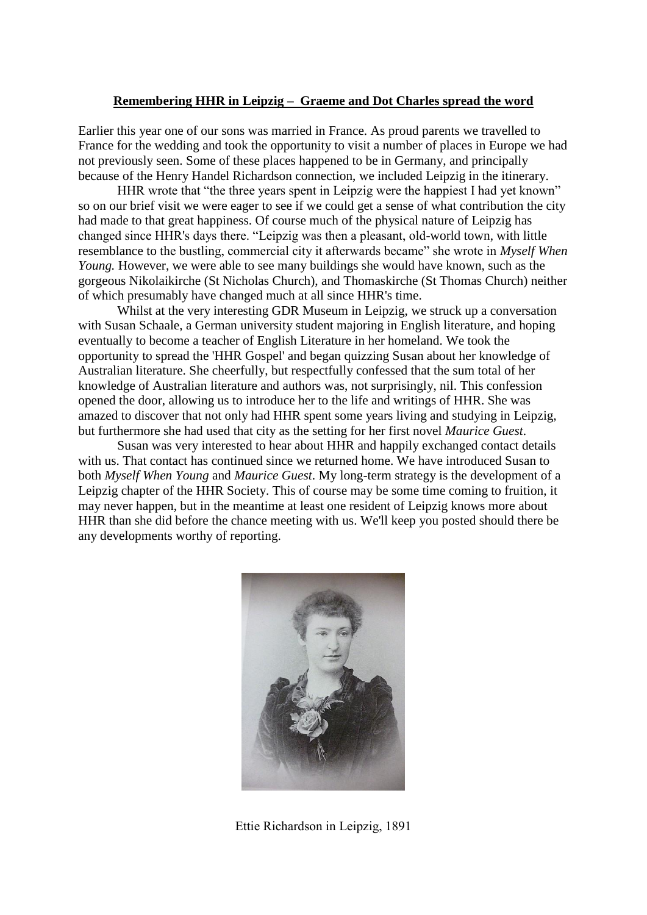## **Remembering HHR in Leipzig – Graeme and Dot Charles spread the word**

Earlier this year one of our sons was married in France. As proud parents we travelled to France for the wedding and took the opportunity to visit a number of places in Europe we had not previously seen. Some of these places happened to be in Germany, and principally because of the Henry Handel Richardson connection, we included Leipzig in the itinerary.

HHR wrote that "the three years spent in Leipzig were the happiest I had yet known" so on our brief visit we were eager to see if we could get a sense of what contribution the city had made to that great happiness. Of course much of the physical nature of Leipzig has changed since HHR's days there. "Leipzig was then a pleasant, old-world town, with little resemblance to the bustling, commercial city it afterwards became" she wrote in *Myself When Young.* However, we were able to see many buildings she would have known, such as the gorgeous Nikolaikirche (St Nicholas Church), and Thomaskirche (St Thomas Church) neither of which presumably have changed much at all since HHR's time.

Whilst at the very interesting GDR Museum in Leipzig, we struck up a conversation with Susan Schaale, a German university student majoring in English literature, and hoping eventually to become a teacher of English Literature in her homeland. We took the opportunity to spread the 'HHR Gospel' and began quizzing Susan about her knowledge of Australian literature. She cheerfully, but respectfully confessed that the sum total of her knowledge of Australian literature and authors was, not surprisingly, nil. This confession opened the door, allowing us to introduce her to the life and writings of HHR. She was amazed to discover that not only had HHR spent some years living and studying in Leipzig, but furthermore she had used that city as the setting for her first novel *Maurice Guest*.

Susan was very interested to hear about HHR and happily exchanged contact details with us. That contact has continued since we returned home. We have introduced Susan to both *Myself When Young* and *Maurice Guest*. My long-term strategy is the development of a Leipzig chapter of the HHR Society. This of course may be some time coming to fruition, it may never happen, but in the meantime at least one resident of Leipzig knows more about HHR than she did before the chance meeting with us. We'll keep you posted should there be any developments worthy of reporting.

Ettie Richardson in Leipzig, 1891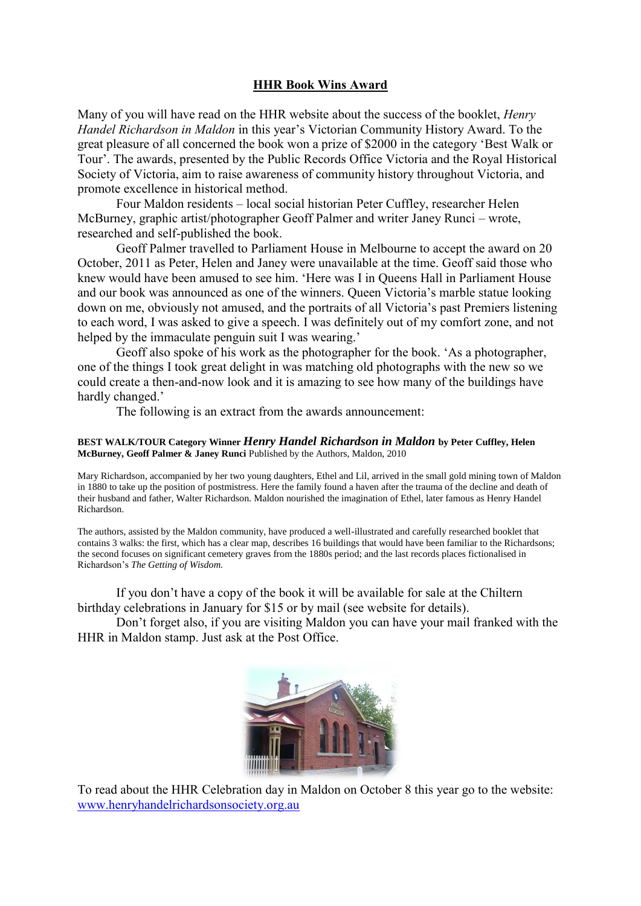## HHR Book Wins Award

Many of you will have read on the HHR website about the success of the booklet, *Henry Handel Richardson in Maldon* in this year's Victorian Community History Award. To the great pleasure of all concerned the book won a prize of $2000 in the category 'Best Walk or Tour'. The awards, presented by the Public Records Office Victoria and the Royal Historical Society of Victoria, aim to raise awareness of community history throughout Victoria, and promote excellence in historical method.

Four Maldon residents – local social historian Peter Cuffley, researcher Helen McBurney, graphic artist/photographer Geoff Palmer and writer Janey Runci – wrote, researched and self-published the book.

Geoff Palmer travelled to Parliament House in Melbourne to accept the award on 20 October, 2011 as Peter, Helen and Janey were unavailable at the time. Geoff said those who knew would have been amused to see him. 'Here was I in Queens Hall in Parliament House and our book was announced as one of the winners. Queen Victoria's marble statue looking down on me, obviously not amused, and the portraits of all Victoria's past Premiers listening to each word, I was asked to give a speech. I was definitely out of my comfort zone, and not helped by the immaculate penguin suit I was wearing.'

Geoff also spoke of his work as the photographer for the book. 'As a photographer, one of the things I took great delight in was matching old photographs with the new so we could create a then-and-now look and it is amazing to see how many of the buildings have hardly changed.'

The following is an extract from the awards announcement:

**BEST WALK/TOUR Category Winner *Henry Handel Richardson in Maldon* by Peter Cuffley, Helen McBurney, Geoff Palmer & Janey Runci** Published by the Authors, Maldon, 2010

Mary Richardson, accompanied by her two young daughters, Ethel and Lil, arrived in the small gold mining town of Maldon in 1880 to take up the position of postmistress. Here the family found a haven after the trauma of the decline and death of their husband and father, Walter Richardson. Maldon nourished the imagination of Ethel, later famous as Henry Handel Richardson.

The authors, assisted by the Maldon community, have produced a well-illustrated and carefully researched booklet that contains 3 walks: the first, which has a clear map, describes 16 buildings that would have been familiar to the Richardsons; the second focuses on significant cemetery graves from the 1880s period; and the last records places fictionalised in Richardson's *The Getting of Wisdom.*

If you don't have a copy of the book it will be available for sale at the Chiltern birthday celebrations in January for $15 or by mail (see website for details).

Don't forget also, if you are visiting Maldon you can have your mail franked with the HHR in Maldon stamp. Just ask at the Post Office.

To read about the HHR Celebration day in Maldon on October 8 this year go to the website: [www.henryhandelrichardsonsociety.org.au](http://www.henryhandelrichardsonsociety.org.au)